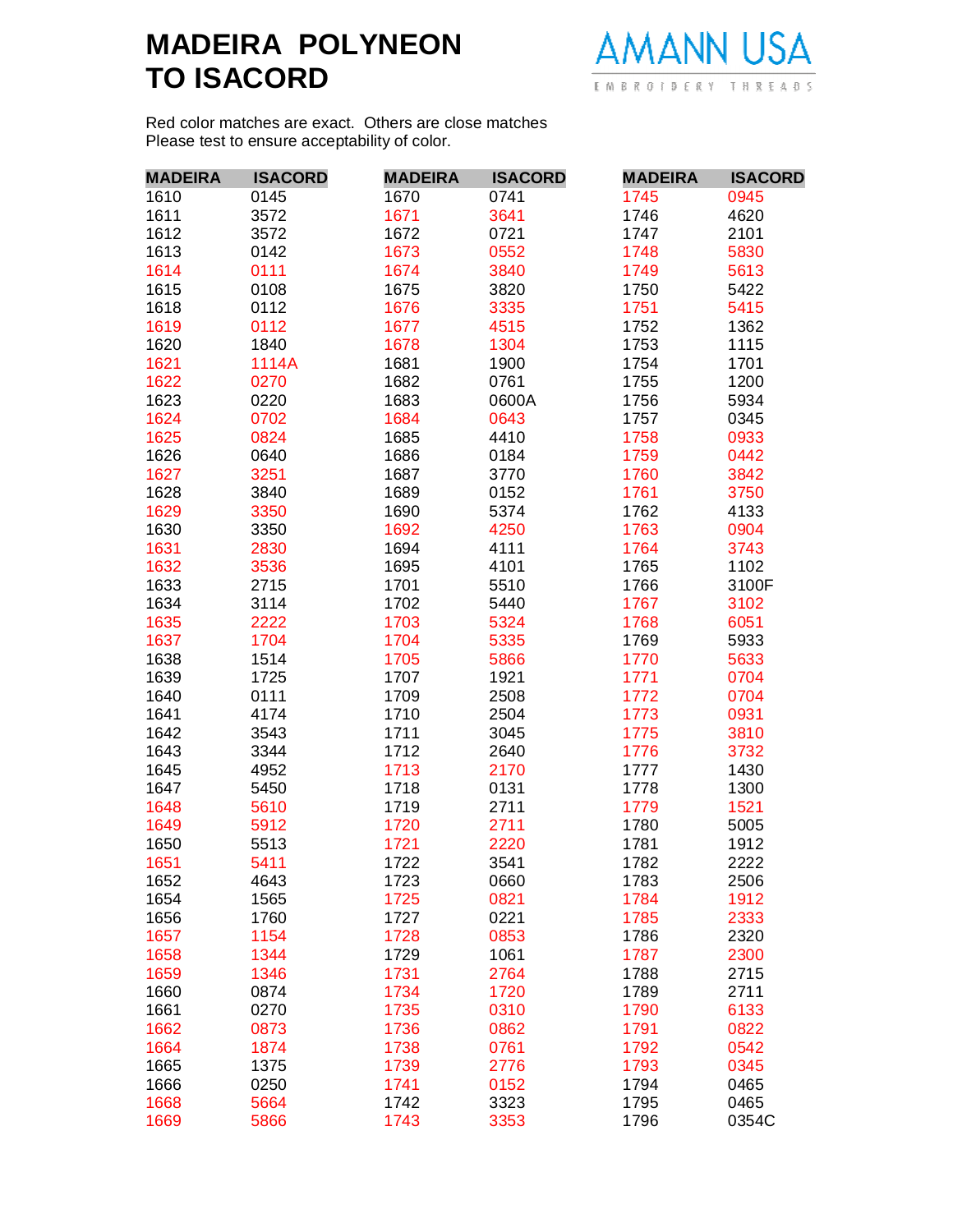# MADEIRA POLYNEON TO ISACORD

AMANN USA
EMBROIDERY THREADS

Red color matches are exact. Others are close matches
Please test to ensure acceptability of color.

| MADEIRA | ISACORD |
|---|---|
| 1610 | 0145 |
| 1611 | 3572 |
| 1612 | 3572 |
| 1613 | 0142 |
| 1614 | 0111 |
| 1615 | 0108 |
| 1618 | 0112 |
| 1619 | 0112 |
| 1620 | 1840 |
| 1621 | 1114A |
| 1622 | 0270 |
| 1623 | 0220 |
| 1624 | 0702 |
| 1625 | 0824 |
| 1626 | 0640 |
| 1627 | 3251 |
| 1628 | 3840 |
| 1629 | 3350 |
| 1630 | 3350 |
| 1631 | 2830 |
| 1632 | 3536 |
| 1633 | 2715 |
| 1634 | 3114 |
| 1635 | 2222 |
| 1637 | 1704 |
| 1638 | 1514 |
| 1639 | 1725 |
| 1640 | 0111 |
| 1641 | 4174 |
| 1642 | 3543 |
| 1643 | 3344 |
| 1645 | 4952 |
| 1647 | 5450 |
| 1648 | 5610 |
| 1649 | 5912 |
| 1650 | 5513 |
| 1651 | 5411 |
| 1652 | 4643 |
| 1654 | 1565 |
| 1656 | 1760 |
| 1657 | 1154 |
| 1658 | 1344 |
| 1659 | 1346 |
| 1660 | 0874 |
| 1661 | 0270 |
| 1662 | 0873 |
| 1664 | 1874 |
| 1665 | 1375 |
| 1666 | 0250 |
| 1668 | 5664 |
| 1669 | 5866 |
| 1670 | 0741 |
| 1671 | 3641 |
| 1672 | 0721 |
| 1673 | 0552 |
| 1674 | 3840 |
| 1675 | 3820 |
| 1676 | 3335 |
| 1677 | 4515 |
| 1678 | 1304 |
| 1681 | 1900 |
| 1682 | 0761 |
| 1683 | 0600A |
| 1684 | 0643 |
| 1685 | 4410 |
| 1686 | 0184 |
| 1687 | 3770 |
| 1689 | 0152 |
| 1690 | 5374 |
| 1692 | 4250 |
| 1694 | 4111 |
| 1695 | 4101 |
| 1701 | 5510 |
| 1702 | 5440 |
| 1703 | 5324 |
| 1704 | 5335 |
| 1705 | 5866 |
| 1707 | 1921 |
| 1709 | 2508 |
| 1710 | 2504 |
| 1711 | 3045 |
| 1712 | 2640 |
| 1713 | 2170 |
| 1718 | 0131 |
| 1719 | 2711 |
| 1720 | 2711 |
| 1721 | 2220 |
| 1722 | 3541 |
| 1723 | 0660 |
| 1725 | 0821 |
| 1727 | 0221 |
| 1728 | 0853 |
| 1729 | 1061 |
| 1731 | 2764 |
| 1734 | 1720 |
| 1735 | 0310 |
| 1736 | 0862 |
| 1738 | 0761 |
| 1739 | 2776 |
| 1741 | 0152 |
| 1742 | 3323 |
| 1743 | 3353 |
| 1745 | 0945 |
| 1746 | 4620 |
| 1747 | 2101 |
| 1748 | 5830 |
| 1749 | 5613 |
| 1750 | 5422 |
| 1751 | 5415 |
| 1752 | 1362 |
| 1753 | 1115 |
| 1754 | 1701 |
| 1755 | 1200 |
| 1756 | 5934 |
| 1757 | 0345 |
| 1758 | 0933 |
| 1759 | 0442 |
| 1760 | 3842 |
| 1761 | 3750 |
| 1762 | 4133 |
| 1763 | 0904 |
| 1764 | 3743 |
| 1765 | 1102 |
| 1766 | 3100F |
| 1767 | 3102 |
| 1768 | 6051 |
| 1769 | 5933 |
| 1770 | 5633 |
| 1771 | 0704 |
| 1772 | 0704 |
| 1773 | 0931 |
| 1775 | 3810 |
| 1776 | 3732 |
| 1777 | 1430 |
| 1778 | 1300 |
| 1779 | 1521 |
| 1780 | 5005 |
| 1781 | 1912 |
| 1782 | 2222 |
| 1783 | 2506 |
| 1784 | 1912 |
| 1785 | 2333 |
| 1786 | 2320 |
| 1787 | 2300 |
| 1788 | 2715 |
| 1789 | 2711 |
| 1790 | 6133 |
| 1791 | 0822 |
| 1792 | 0542 |
| 1793 | 0345 |
| 1794 | 0465 |
| 1795 | 0465 |
| 1796 | 0354C |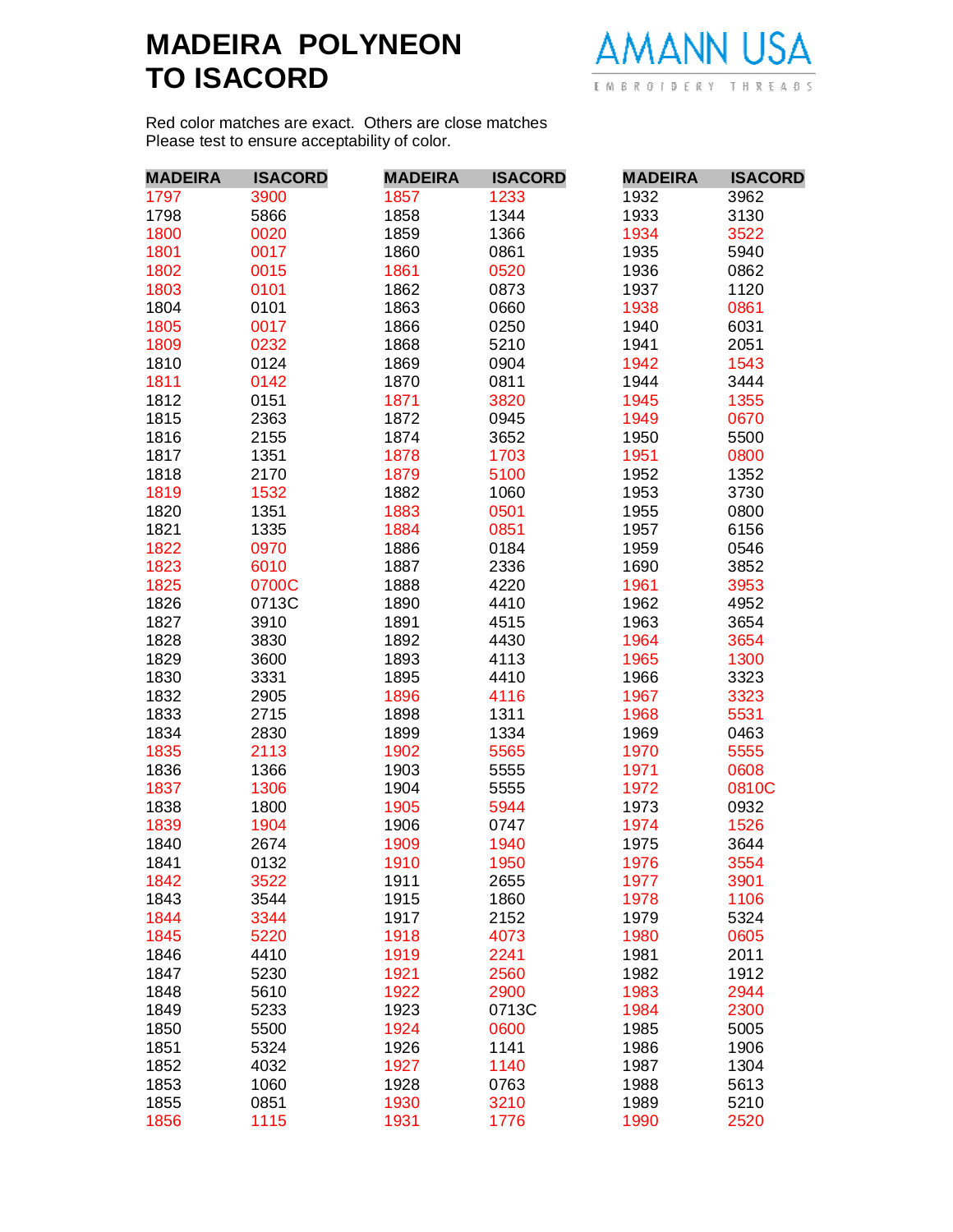# MADEIRA POLYNEON TO ISACORD

AMANN USA
EMBROIDERY THREADS

Red color matches are exact. Others are close matches
Please test to ensure acceptability of color.

| MADEIRA | ISACORD | MADEIRA | ISACORD | MADEIRA | ISACORD |
|---|---|---|---|---|---|
| 1797 | 3900 | 1857 | 1233 | 1932 | 3962 |
| 1798 | 5866 | 1858 | 1344 | 1933 | 3130 |
| 1800 | 0020 | 1859 | 1366 | 1934 | 3522 |
| 1801 | 0017 | 1860 | 0861 | 1935 | 5940 |
| 1802 | 0015 | 1861 | 0520 | 1936 | 0862 |
| 1803 | 0101 | 1862 | 0873 | 1937 | 1120 |
| 1804 | 0101 | 1863 | 0660 | 1938 | 0861 |
| 1805 | 0017 | 1866 | 0250 | 1940 | 6031 |
| 1809 | 0232 | 1868 | 5210 | 1941 | 2051 |
| 1810 | 0124 | 1869 | 0904 | 1942 | 1543 |
| 1811 | 0142 | 1870 | 0811 | 1944 | 3444 |
| 1812 | 0151 | 1871 | 3820 | 1945 | 1355 |
| 1815 | 2363 | 1872 | 0945 | 1949 | 0670 |
| 1816 | 2155 | 1874 | 3652 | 1950 | 5500 |
| 1817 | 1351 | 1878 | 1703 | 1951 | 0800 |
| 1818 | 2170 | 1879 | 5100 | 1952 | 1352 |
| 1819 | 1532 | 1882 | 1060 | 1953 | 3730 |
| 1820 | 1351 | 1883 | 0501 | 1955 | 0800 |
| 1821 | 1335 | 1884 | 0851 | 1957 | 6156 |
| 1822 | 0970 | 1886 | 0184 | 1959 | 0546 |
| 1823 | 6010 | 1887 | 2336 | 1690 | 3852 |
| 1825 | 0700C | 1888 | 4220 | 1961 | 3953 |
| 1826 | 0713C | 1890 | 4410 | 1962 | 4952 |
| 1827 | 3910 | 1891 | 4515 | 1963 | 3654 |
| 1828 | 3830 | 1892 | 4430 | 1964 | 3654 |
| 1829 | 3600 | 1893 | 4113 | 1965 | 1300 |
| 1830 | 3331 | 1895 | 4410 | 1966 | 3323 |
| 1832 | 2905 | 1896 | 4116 | 1967 | 3323 |
| 1833 | 2715 | 1898 | 1311 | 1968 | 5531 |
| 1834 | 2830 | 1899 | 1334 | 1969 | 0463 |
| 1835 | 2113 | 1902 | 5565 | 1970 | 5555 |
| 1836 | 1366 | 1903 | 5555 | 1971 | 0608 |
| 1837 | 1306 | 1904 | 5555 | 1972 | 0810C |
| 1838 | 1800 | 1905 | 5944 | 1973 | 0932 |
| 1839 | 1904 | 1906 | 0747 | 1974 | 1526 |
| 1840 | 2674 | 1909 | 1940 | 1975 | 3644 |
| 1841 | 0132 | 1910 | 1950 | 1976 | 3554 |
| 1842 | 3522 | 1911 | 2655 | 1977 | 3901 |
| 1843 | 3544 | 1915 | 1860 | 1978 | 1106 |
| 1844 | 3344 | 1917 | 2152 | 1979 | 5324 |
| 1845 | 5220 | 1918 | 4073 | 1980 | 0605 |
| 1846 | 4410 | 1919 | 2241 | 1981 | 2011 |
| 1847 | 5230 | 1921 | 2560 | 1982 | 1912 |
| 1848 | 5610 | 1922 | 2900 | 1983 | 2944 |
| 1849 | 5233 | 1923 | 0713C | 1984 | 2300 |
| 1850 | 5500 | 1924 | 0600 | 1985 | 5005 |
| 1851 | 5324 | 1926 | 1141 | 1986 | 1906 |
| 1852 | 4032 | 1927 | 1140 | 1987 | 1304 |
| 1853 | 1060 | 1928 | 0763 | 1988 | 5613 |
| 1855 | 0851 | 1930 | 3210 | 1989 | 5210 |
| 1856 | 1115 | 1931 | 1776 | 1990 | 2520 |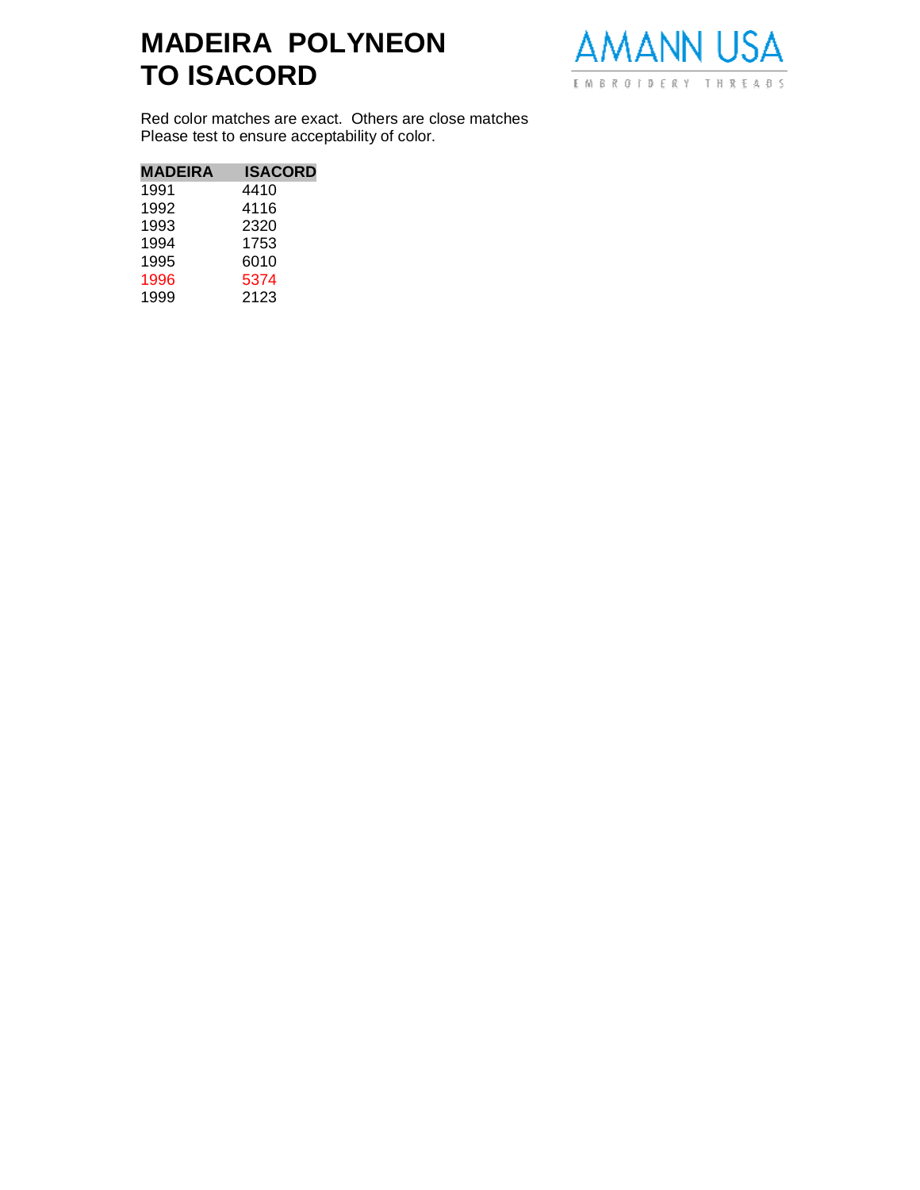# MADEIRA POLYNEON TO ISACORD

AMANN USA

EMBROIDERY THREADS

Red color matches are exact. Others are close matches
Please test to ensure acceptability of color.

| MADEIRA | ISACORD |
|---|---|
| 1991 | 4410 |
| 1992 | 4116 |
| 1993 | 2320 |
| 1994 | 1753 |
| 1995 | 6010 |
| 1996 | 5374 |
| 1999 | 2123 |